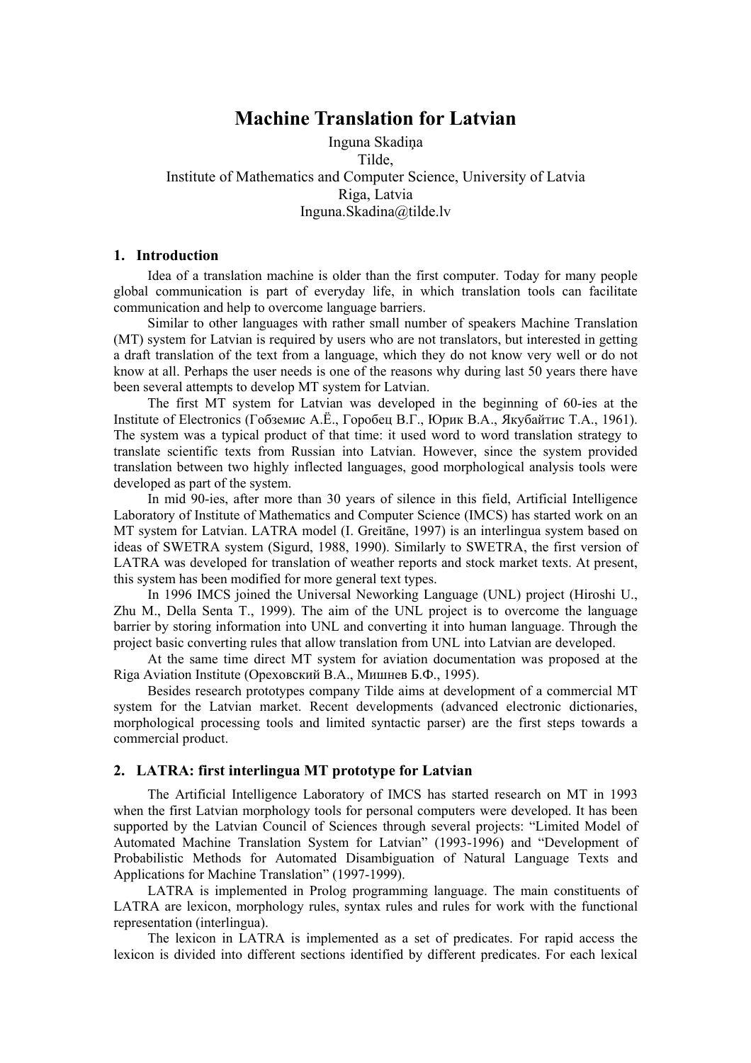# Machine Translation for Latvian

Inguna Skadiņa
Tilde,
Institute of Mathematics and Computer Science, University of Latvia
Riga, Latvia
Inguna.Skadina@tilde.lv

## 1. Introduction

Idea of a translation machine is older than the first computer. Today for many people global communication is part of everyday life, in which translation tools can facilitate communication and help to overcome language barriers.

Similar to other languages with rather small number of speakers Machine Translation (MT) system for Latvian is required by users who are not translators, but interested in getting a draft translation of the text from a language, which they do not know very well or do not know at all. Perhaps the user needs is one of the reasons why during last 50 years there have been several attempts to develop MT system for Latvian.

The first MT system for Latvian was developed in the beginning of 60-ies at the Institute of Electronics (Гобземис А.Ё., Горобец В.Г., Юрик В.А., Якубайтис Т.А., 1961). The system was a typical product of that time: it used word to word translation strategy to translate scientific texts from Russian into Latvian. However, since the system provided translation between two highly inflected languages, good morphological analysis tools were developed as part of the system.

In mid 90-ies, after more than 30 years of silence in this field, Artificial Intelligence Laboratory of Institute of Mathematics and Computer Science (IMCS) has started work on an MT system for Latvian. LATRA model (I. Greitāne, 1997) is an interlingua system based on ideas of SWETRA system (Sigurd, 1988, 1990). Similarly to SWETRA, the first version of LATRA was developed for translation of weather reports and stock market texts. At present, this system has been modified for more general text types.

In 1996 IMCS joined the Universal Neworking Language (UNL) project (Hiroshi U., Zhu M., Della Senta T., 1999). The aim of the UNL project is to overcome the language barrier by storing information into UNL and converting it into human language. Through the project basic converting rules that allow translation from UNL into Latvian are developed.

At the same time direct MT system for aviation documentation was proposed at the Riga Aviation Institute (Ореховский В.А., Мишнев Б.Ф., 1995).

Besides research prototypes company Tilde aims at development of a commercial MT system for the Latvian market. Recent developments (advanced electronic dictionaries, morphological processing tools and limited syntactic parser) are the first steps towards a commercial product.

## 2. LATRA: first interlingua MT prototype for Latvian

The Artificial Intelligence Laboratory of IMCS has started research on MT in 1993 when the first Latvian morphology tools for personal computers were developed. It has been supported by the Latvian Council of Sciences through several projects: "Limited Model of Automated Machine Translation System for Latvian" (1993-1996) and "Development of Probabilistic Methods for Automated Disambiguation of Natural Language Texts and Applications for Machine Translation" (1997-1999).

LATRA is implemented in Prolog programming language. The main constituents of LATRA are lexicon, morphology rules, syntax rules and rules for work with the functional representation (interlingua).

The lexicon in LATRA is implemented as a set of predicates. For rapid access the lexicon is divided into different sections identified by different predicates. For each lexical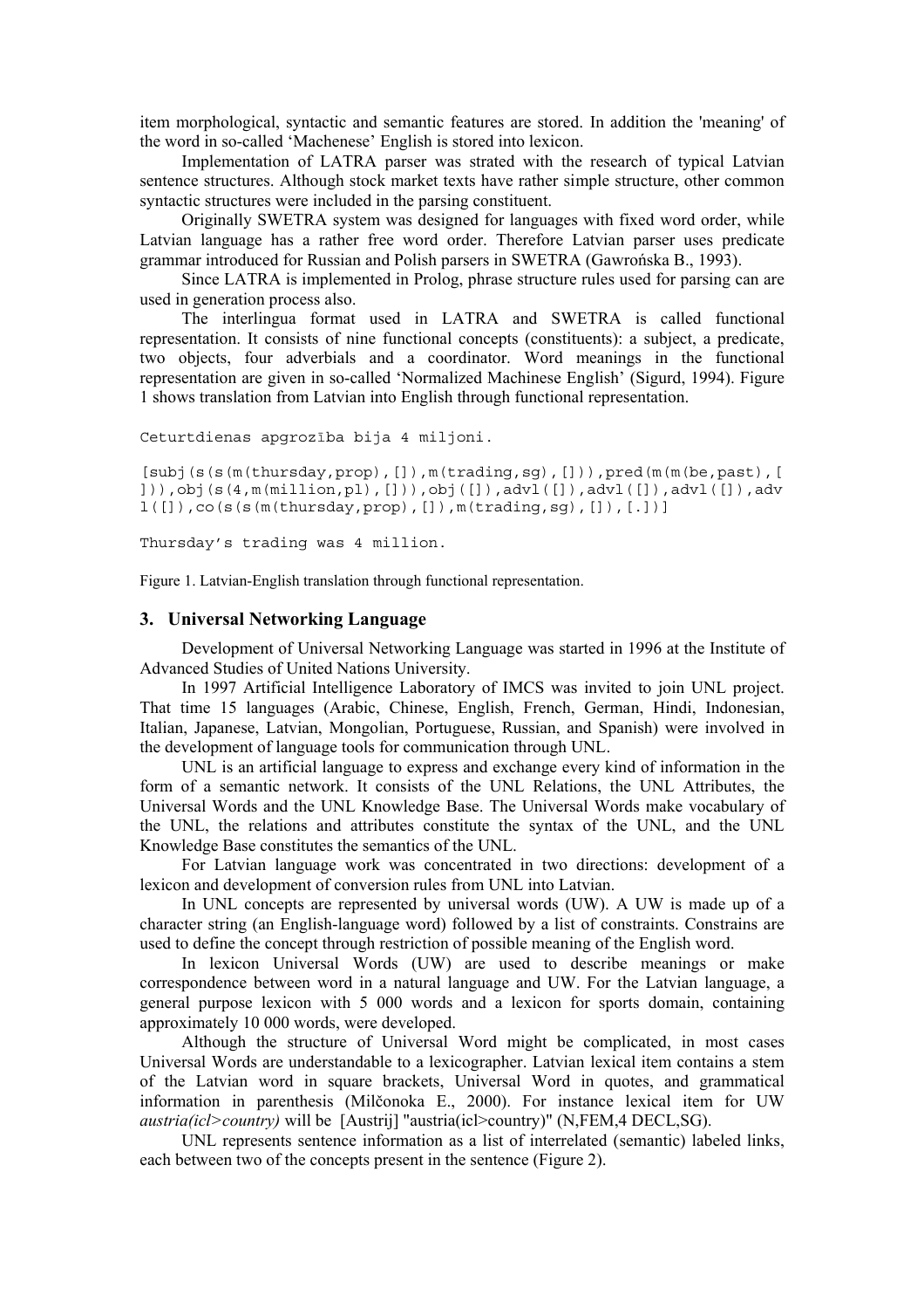item morphological, syntactic and semantic features are stored. In addition the 'meaning' of the word in so-called 'Machenese' English is stored into lexicon.

Implementation of LATRA parser was strated with the research of typical Latvian sentence structures. Although stock market texts have rather simple structure, other common syntactic structures were included in the parsing constituent.

Originally SWETRA system was designed for languages with fixed word order, while Latvian language has a rather free word order. Therefore Latvian parser uses predicate grammar introduced for Russian and Polish parsers in SWETRA (Gawrońska B., 1993).

Since LATRA is implemented in Prolog, phrase structure rules used for parsing can are used in generation process also.

The interlingua format used in LATRA and SWETRA is called functional representation. It consists of nine functional concepts (constituents): a subject, a predicate, two objects, four adverbials and a coordinator. Word meanings in the functional representation are given in so-called 'Normalized Machinese English' (Sigurd, 1994). Figure 1 shows translation from Latvian into English through functional representation.

```
Ceturtdienas apgrozība bija 4 miljoni.

[subj(s(s(m(thursday,prop),[]),m(trading,sg),[])),pred(m(m(be,past),[
])),obj(s(4,m(million,pl),[])),obj([]),advl([]),advl([]),advl([]),adv
l([]),co(s(s(m(thursday,prop),[]),m(trading,sg),[]),[.])]

Thursday's trading was 4 million.
```

Figure 1. Latvian-English translation through functional representation.

## 3. Universal Networking Language

Development of Universal Networking Language was started in 1996 at the Institute of Advanced Studies of United Nations University.

In 1997 Artificial Intelligence Laboratory of IMCS was invited to join UNL project. That time 15 languages (Arabic, Chinese, English, French, German, Hindi, Indonesian, Italian, Japanese, Latvian, Mongolian, Portuguese, Russian, and Spanish) were involved in the development of language tools for communication through UNL.

UNL is an artificial language to express and exchange every kind of information in the form of a semantic network. It consists of the UNL Relations, the UNL Attributes, the Universal Words and the UNL Knowledge Base. The Universal Words make vocabulary of the UNL, the relations and attributes constitute the syntax of the UNL, and the UNL Knowledge Base constitutes the semantics of the UNL.

For Latvian language work was concentrated in two directions: development of a lexicon and development of conversion rules from UNL into Latvian.

In UNL concepts are represented by universal words (UW). A UW is made up of a character string (an English-language word) followed by a list of constraints. Constrains are used to define the concept through restriction of possible meaning of the English word.

In lexicon Universal Words (UW) are used to describe meanings or make correspondence between word in a natural language and UW. For the Latvian language, a general purpose lexicon with 5 000 words and a lexicon for sports domain, containing approximately 10 000 words, were developed.

Although the structure of Universal Word might be complicated, in most cases Universal Words are understandable to a lexicographer. Latvian lexical item contains a stem of the Latvian word in square brackets, Universal Word in quotes, and grammatical information in parenthesis (Milčonoka E., 2000). For instance lexical item for UW *austria(icl>country)* will be [Austrij] "austria(icl>country)" (N,FEM,4 DECL,SG).

UNL represents sentence information as a list of interrelated (semantic) labeled links, each between two of the concepts present in the sentence (Figure 2).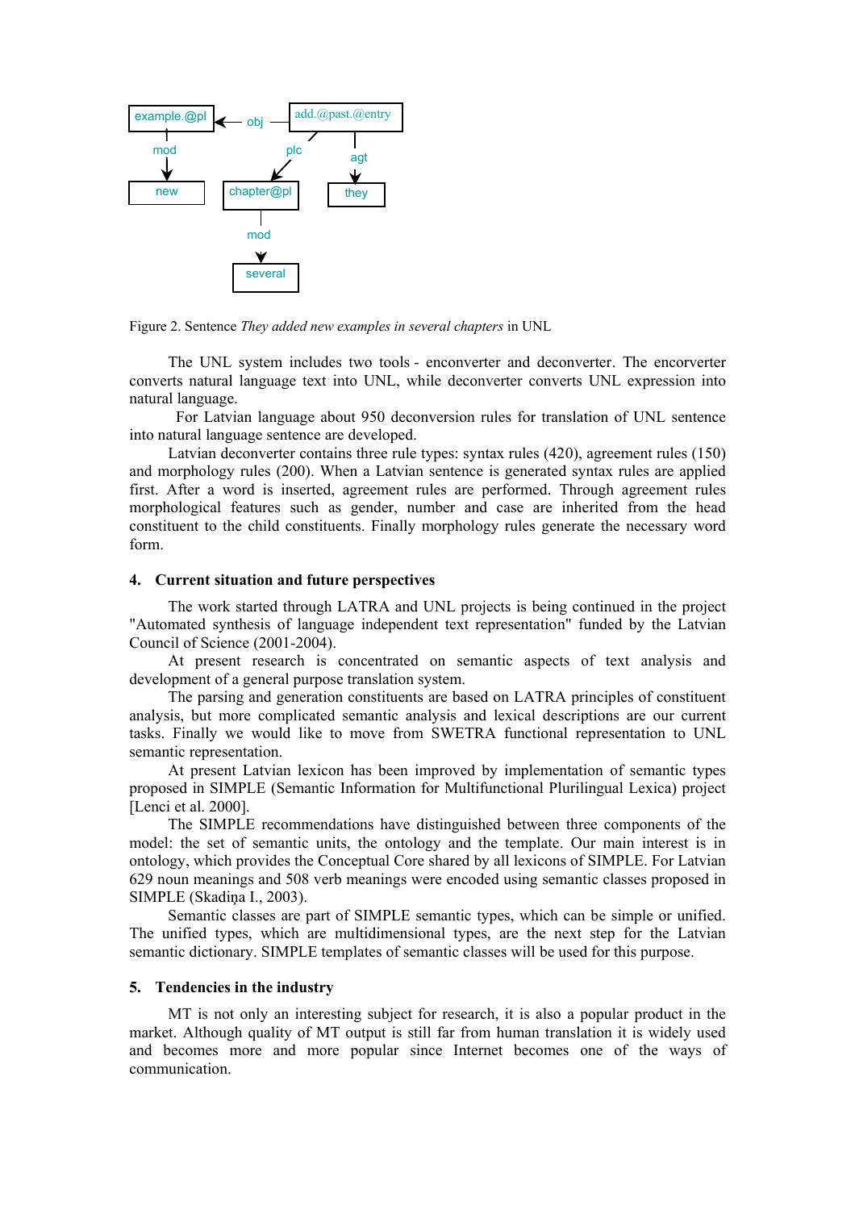example.@pl ← obj — add.@past.@entry

mod → new; plc → chapter@pl; agt → they

chapter@pl — mod → several

Figure 2. Sentence *They added new examples in several chapters* in UNL

The UNL system includes two tools - enconverter and deconverter. The encorverter converts natural language text into UNL, while deconverter converts UNL expression into natural language.

For Latvian language about 950 deconversion rules for translation of UNL sentence into natural language sentence are developed.

Latvian deconverter contains three rule types: syntax rules (420), agreement rules (150) and morphology rules (200). When a Latvian sentence is generated syntax rules are applied first. After a word is inserted, agreement rules are performed. Through agreement rules morphological features such as gender, number and case are inherited from the head constituent to the child constituents. Finally morphology rules generate the necessary word form.

## 4. Current situation and future perspectives

The work started through LATRA and UNL projects is being continued in the project "Automated synthesis of language independent text representation" funded by the Latvian Council of Science (2001-2004).

At present research is concentrated on semantic aspects of text analysis and development of a general purpose translation system.

The parsing and generation constituents are based on LATRA principles of constituent analysis, but more complicated semantic analysis and lexical descriptions are our current tasks. Finally we would like to move from SWETRA functional representation to UNL semantic representation.

At present Latvian lexicon has been improved by implementation of semantic types proposed in SIMPLE (Semantic Information for Multifunctional Plurilingual Lexica) project [Lenci et al. 2000].

The SIMPLE recommendations have distinguished between three components of the model: the set of semantic units, the ontology and the template. Our main interest is in ontology, which provides the Conceptual Core shared by all lexicons of SIMPLE. For Latvian 629 noun meanings and 508 verb meanings were encoded using semantic classes proposed in SIMPLE (Skadiņa I., 2003).

Semantic classes are part of SIMPLE semantic types, which can be simple or unified. The unified types, which are multidimensional types, are the next step for the Latvian semantic dictionary. SIMPLE templates of semantic classes will be used for this purpose.

## 5. Tendencies in the industry

MT is not only an interesting subject for research, it is also a popular product in the market. Although quality of MT output is still far from human translation it is widely used and becomes more and more popular since Internet becomes one of the ways of communication.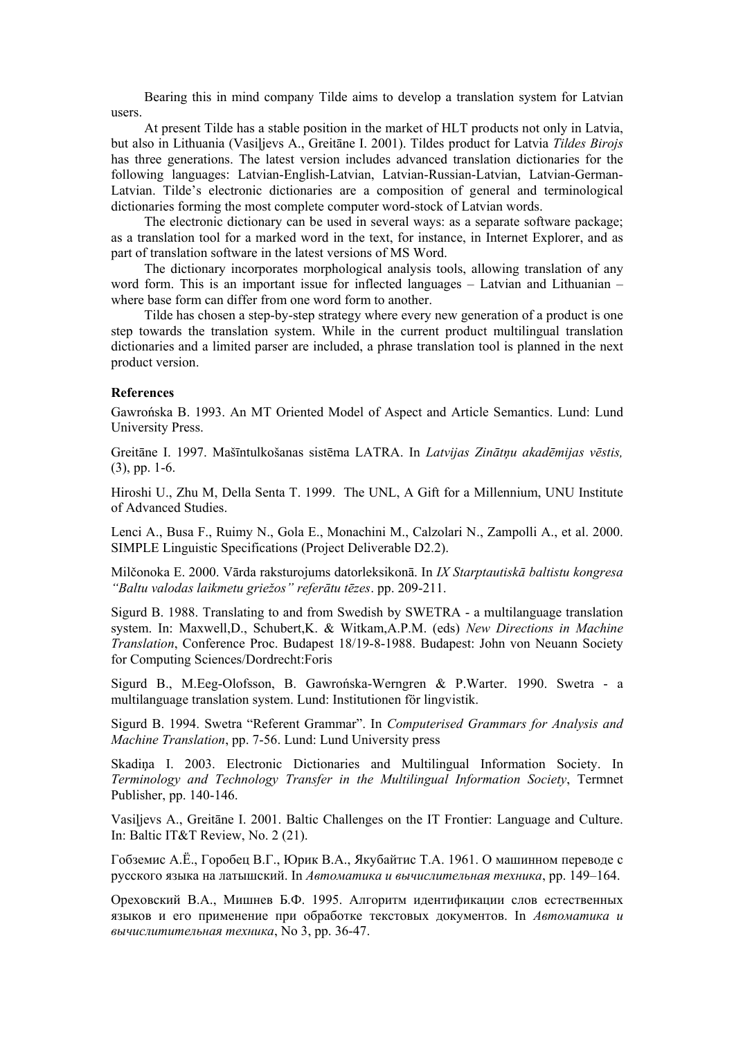Bearing this in mind company Tilde aims to develop a translation system for Latvian users.

At present Tilde has a stable position in the market of HLT products not only in Latvia, but also in Lithuania (Vasiļjevs A., Greitāne I. 2001). Tildes product for Latvia *Tildes Birojs* has three generations. The latest version includes advanced translation dictionaries for the following languages: Latvian-English-Latvian, Latvian-Russian-Latvian, Latvian-German-Latvian. Tilde's electronic dictionaries are a composition of general and terminological dictionaries forming the most complete computer word-stock of Latvian words.

The electronic dictionary can be used in several ways: as a separate software package; as a translation tool for a marked word in the text, for instance, in Internet Explorer, and as part of translation software in the latest versions of MS Word.

The dictionary incorporates morphological analysis tools, allowing translation of any word form. This is an important issue for inflected languages – Latvian and Lithuanian – where base form can differ from one word form to another.

Tilde has chosen a step-by-step strategy where every new generation of a product is one step towards the translation system. While in the current product multilingual translation dictionaries and a limited parser are included, a phrase translation tool is planned in the next product version.

**References**

Gawrońska B. 1993. An MT Oriented Model of Aspect and Article Semantics. Lund: Lund University Press.

Greitāne I. 1997. Mašīntulkošanas sistēma LATRA. In *Latvijas Zinātņu akadēmijas vēstis,* (3), pp. 1-6.

Hiroshi U., Zhu M, Della Senta T. 1999. The UNL, A Gift for a Millennium, UNU Institute of Advanced Studies.

Lenci A., Busa F., Ruimy N., Gola E., Monachini M., Calzolari N., Zampolli A., et al. 2000. SIMPLE Linguistic Specifications (Project Deliverable D2.2).

Milčonoka E. 2000. Vārda raksturojums datorleksikonā. In *IX Starptautiskā baltistu kongresa "Baltu valodas laikmetu griežos" referātu tēzes*. pp. 209-211.

Sigurd B. 1988. Translating to and from Swedish by SWETRA - a multilanguage translation system. In: Maxwell,D., Schubert,K. & Witkam,A.P.M. (eds) *New Directions in Machine Translation*, Conference Proc. Budapest 18/19-8-1988. Budapest: John von Neuann Society for Computing Sciences/Dordrecht:Foris

Sigurd B., M.Eeg-Olofsson, B. Gawrońska-Werngren & P.Warter. 1990. Swetra - a multilanguage translation system. Lund: Institutionen för lingvistik.

Sigurd B. 1994. Swetra "Referent Grammar". In *Computerised Grammars for Analysis and Machine Translation*, pp. 7-56. Lund: Lund University press

Skadiņa I. 2003. Electronic Dictionaries and Multilingual Information Society. In *Terminology and Technology Transfer in the Multilingual Information Society*, Termnet Publisher, pp. 140-146.

Vasiļjevs A., Greitāne I. 2001. Baltic Challenges on the IT Frontier: Language and Culture. In: Baltic IT&T Review, No. 2 (21).

Гобземис А.Ё., Горобец В.Г., Юрик В.А., Якубайтис Т.А. 1961. О машинном переводе с русского языка на латышский. In *Автоматика и вычислительная техника*, pp. 149–164.

Ореховский В.А., Мишнев Б.Ф. 1995. Алгоритм идентификации слов естественных языков и его применение при обработке текстовых документов. In *Автоматика и вычислительная техника*, No 3, pp. 36-47.